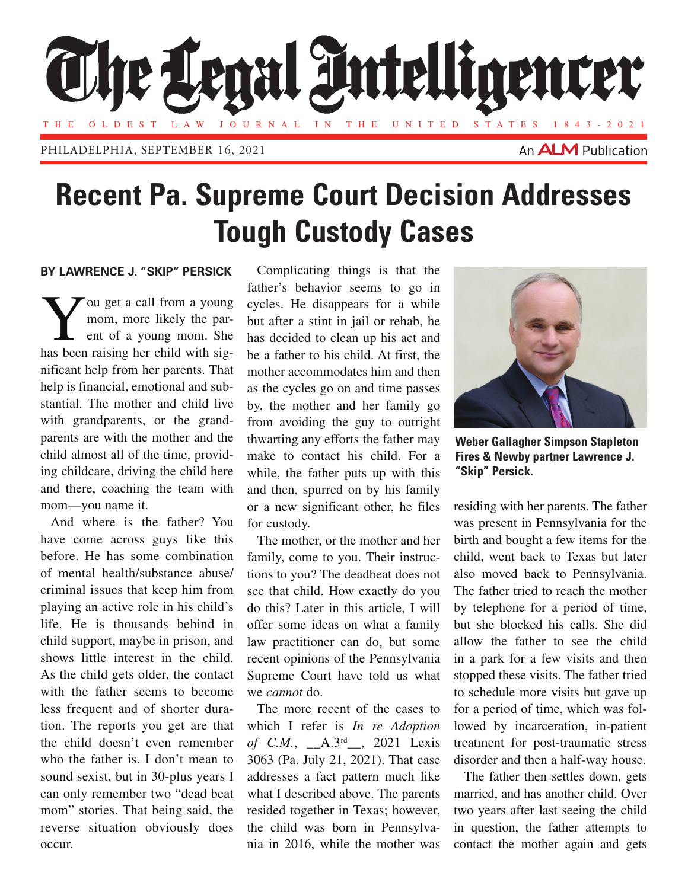# Recent Pa. Supreme Court Decision Addresses Tough Custody Cases

**BY LAWRENCE J. "SKIP" PERSICK**

You get a call from a young mom, more likely the parent of a young mom. She has been raising her child with significant help from her parents. That help is financial, emotional and substantial. The mother and child live with grandparents, or the grandparents are with the mother and the child almost all of the time, providing childcare, driving the child here and there, coaching the team with mom—you name it.

And where is the father? You have come across guys like this before. He has some combination of mental health/substance abuse/criminal issues that keep him from playing an active role in his child's life. He is thousands behind in child support, maybe in prison, and shows little interest in the child. As the child gets older, the contact with the father seems to become less frequent and of shorter duration. The reports you get are that the child doesn't even remember who the father is. I don't mean to sound sexist, but in 30-plus years I can only remember two "dead beat mom" stories. That being said, the reverse situation obviously does occur.

Complicating things is that the father's behavior seems to go in cycles. He disappears for a while but after a stint in jail or rehab, he has decided to clean up his act and be a father to his child. At first, the mother accommodates him and then as the cycles go on and time passes by, the mother and her family go from avoiding the guy to outright thwarting any efforts the father may make to contact his child. For a while, the father puts up with this and then, spurred on by his family or a new significant other, he files for custody.

The mother, or the mother and her family, come to you. Their instructions to you? The deadbeat does not see that child. How exactly do you do this? Later in this article, I will offer some ideas on what a family law practitioner can do, but some recent opinions of the Pennsylvania Supreme Court have told us what we *cannot* do.

The more recent of the cases to which I refer is *In re Adoption of C.M.*, __A.3rd__, 2021 Lexis 3063 (Pa. July 21, 2021). That case addresses a fact pattern much like what I described above. The parents resided together in Texas; however, the child was born in Pennsylvania in 2016, while the mother was residing with her parents. The father was present in Pennsylvania for the birth and bought a few items for the child, went back to Texas but later also moved back to Pennsylvania. The father tried to reach the mother by telephone for a period of time, but she blocked his calls. She did allow the father to see the child in a park for a few visits and then stopped these visits. The father tried to schedule more visits but gave up for a period of time, which was followed by incarceration, in-patient treatment for post-traumatic stress disorder and then a half-way house.

**Weber Gallagher Simpson Stapleton Fires & Newby partner Lawrence J. "Skip" Persick.**

The father then settles down, gets married, and has another child. Over two years after last seeing the child in question, the father attempts to contact the mother again and gets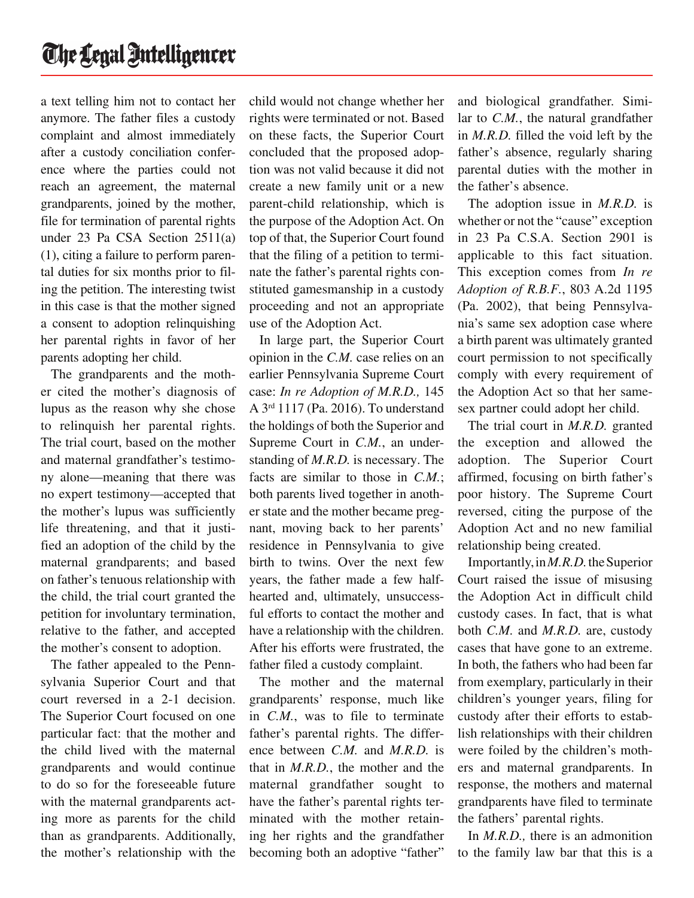a text telling him not to contact her anymore. The father files a custody complaint and almost immediately after a custody conciliation conference where the parties could not reach an agreement, the maternal grandparents, joined by the mother, file for termination of parental rights under 23 Pa CSA Section 2511(a)(1), citing a failure to perform parental duties for six months prior to filing the petition. The interesting twist in this case is that the mother signed a consent to adoption relinquishing her parental rights in favor of her parents adopting her child.

The grandparents and the mother cited the mother's diagnosis of lupus as the reason why she chose to relinquish her parental rights. The trial court, based on the mother and maternal grandfather's testimony alone—meaning that there was no expert testimony—accepted that the mother's lupus was sufficiently life threatening, and that it justified an adoption of the child by the maternal grandparents; and based on father's tenuous relationship with the child, the trial court granted the petition for involuntary termination, relative to the father, and accepted the mother's consent to adoption.

The father appealed to the Pennsylvania Superior Court and that court reversed in a 2-1 decision. The Superior Court focused on one particular fact: that the mother and the child lived with the maternal grandparents and would continue to do so for the foreseeable future with the maternal grandparents acting more as parents for the child than as grandparents. Additionally, the mother's relationship with the child would not change whether her rights were terminated or not. Based on these facts, the Superior Court concluded that the proposed adoption was not valid because it did not create a new family unit or a new parent-child relationship, which is the purpose of the Adoption Act. On top of that, the Superior Court found that the filing of a petition to terminate the father's parental rights constituted gamesmanship in a custody proceeding and not an appropriate use of the Adoption Act.

In large part, the Superior Court opinion in the *C.M.* case relies on an earlier Pennsylvania Supreme Court case: *In re Adoption of M.R.D.,* 145 A 3rd 1117 (Pa. 2016). To understand the holdings of both the Superior and Supreme Court in *C.M.*, an understanding of *M.R.D.* is necessary. The facts are similar to those in *C.M.*; both parents lived together in another state and the mother became pregnant, moving back to her parents' residence in Pennsylvania to give birth to twins. Over the next few years, the father made a few half-hearted and, ultimately, unsuccessful efforts to contact the mother and have a relationship with the children. After his efforts were frustrated, the father filed a custody complaint.

The mother and the maternal grandparents' response, much like in *C.M.*, was to file to terminate father's parental rights. The difference between *C.M.* and *M.R.D.* is that in *M.R.D.*, the mother and the maternal grandfather sought to have the father's parental rights terminated with the mother retaining her rights and the grandfather becoming both an adoptive "father" and biological grandfather. Similar to *C.M.*, the natural grandfather in *M.R.D.* filled the void left by the father's absence, regularly sharing parental duties with the mother in the father's absence.

The adoption issue in *M.R.D.* is whether or not the "cause" exception in 23 Pa C.S.A. Section 2901 is applicable to this fact situation. This exception comes from *In re Adoption of R.B.F.*, 803 A.2d 1195 (Pa. 2002), that being Pennsylvania's same sex adoption case where a birth parent was ultimately granted court permission to not specifically comply with every requirement of the Adoption Act so that her same-sex partner could adopt her child.

The trial court in *M.R.D.* granted the exception and allowed the adoption. The Superior Court affirmed, focusing on birth father's poor history. The Supreme Court reversed, citing the purpose of the Adoption Act and no new familial relationship being created.

Importantly, in *M.R.D.* the Superior Court raised the issue of misusing the Adoption Act in difficult child custody cases. In fact, that is what both *C.M.* and *M.R.D.* are, custody cases that have gone to an extreme. In both, the fathers who had been far from exemplary, particularly in their children's younger years, filing for custody after their efforts to establish relationships with their children were foiled by the children's mothers and maternal grandparents. In response, the mothers and maternal grandparents have filed to terminate the fathers' parental rights.

In *M.R.D.,* there is an admonition to the family law bar that this is a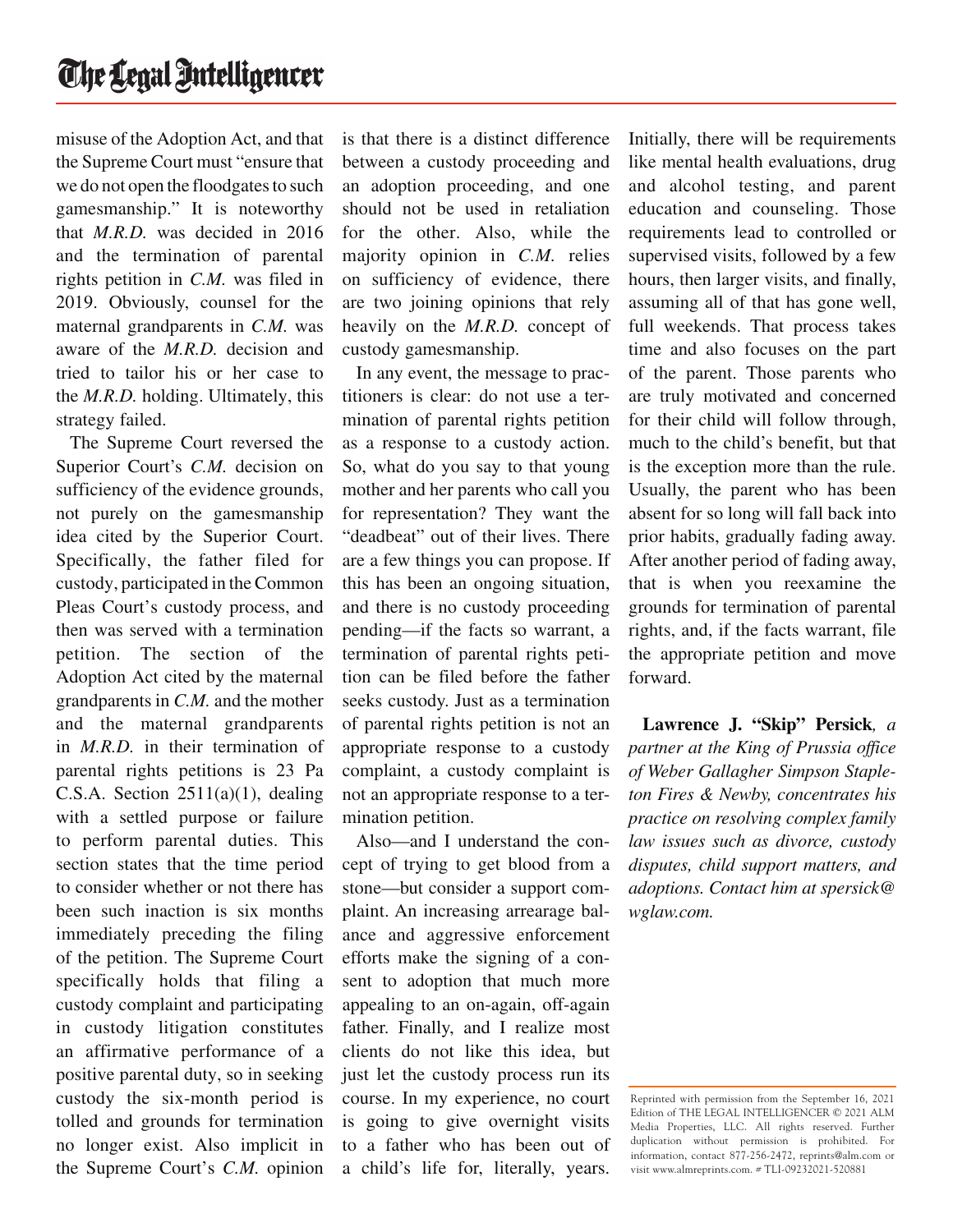misuse of the Adoption Act, and that the Supreme Court must "ensure that we do not open the floodgates to such gamesmanship." It is noteworthy that *M.R.D.* was decided in 2016 and the termination of parental rights petition in *C.M.* was filed in 2019. Obviously, counsel for the maternal grandparents in *C.M.* was aware of the *M.R.D.* decision and tried to tailor his or her case to the *M.R.D.* holding. Ultimately, this strategy failed.

The Supreme Court reversed the Superior Court's *C.M.* decision on sufficiency of the evidence grounds, not purely on the gamesmanship idea cited by the Superior Court. Specifically, the father filed for custody, participated in the Common Pleas Court's custody process, and then was served with a termination petition. The section of the Adoption Act cited by the maternal grandparents in *C.M.* and the mother and the maternal grandparents in *M.R.D.* in their termination of parental rights petitions is 23 Pa C.S.A. Section 2511(a)(1), dealing with a settled purpose or failure to perform parental duties. This section states that the time period to consider whether or not there has been such inaction is six months immediately preceding the filing of the petition. The Supreme Court specifically holds that filing a custody complaint and participating in custody litigation constitutes an affirmative performance of a positive parental duty, so in seeking custody the six-month period is tolled and grounds for termination no longer exist. Also implicit in the Supreme Court's *C.M.* opinion is that there is a distinct difference between a custody proceeding and an adoption proceeding, and one should not be used in retaliation for the other. Also, while the majority opinion in *C.M.* relies on sufficiency of evidence, there are two joining opinions that rely heavily on the *M.R.D.* concept of custody gamesmanship.

In any event, the message to practitioners is clear: do not use a termination of parental rights petition as a response to a custody action. So, what do you say to that young mother and her parents who call you for representation? They want the "deadbeat" out of their lives. There are a few things you can propose. If this has been an ongoing situation, and there is no custody proceeding pending—if the facts so warrant, a termination of parental rights petition can be filed before the father seeks custody. Just as a termination of parental rights petition is not an appropriate response to a custody complaint, a custody complaint is not an appropriate response to a termination petition.

Also—and I understand the concept of trying to get blood from a stone—but consider a support complaint. An increasing arrearage balance and aggressive enforcement efforts make the signing of a consent to adoption that much more appealing to an on-again, off-again father. Finally, and I realize most clients do not like this idea, but just let the custody process run its course. In my experience, no court is going to give overnight visits to a father who has been out of a child's life for, literally, years. Initially, there will be requirements like mental health evaluations, drug and alcohol testing, and parent education and counseling. Those requirements lead to controlled or supervised visits, followed by a few hours, then larger visits, and finally, assuming all of that has gone well, full weekends. That process takes time and also focuses on the part of the parent. Those parents who are truly motivated and concerned for their child will follow through, much to the child's benefit, but that is the exception more than the rule. Usually, the parent who has been absent for so long will fall back into prior habits, gradually fading away. After another period of fading away, that is when you reexamine the grounds for termination of parental rights, and, if the facts warrant, file the appropriate petition and move forward.

**Lawrence J. "Skip" Persick***, a partner at the King of Prussia office of Weber Gallagher Simpson Stapleton Fires & Newby, concentrates his practice on resolving complex family law issues such as divorce, custody disputes, child support matters, and adoptions. Contact him at spersick@wglaw.com.*

Reprinted with permission from the September 16, 2021 Edition of THE LEGAL INTELLIGENCER © 2021 ALM Media Properties, LLC. All rights reserved. Further duplication without permission is prohibited. For information, contact 877-256-2472, reprints@alm.com or visit www.almreprints.com. # TLI-09232021-520881